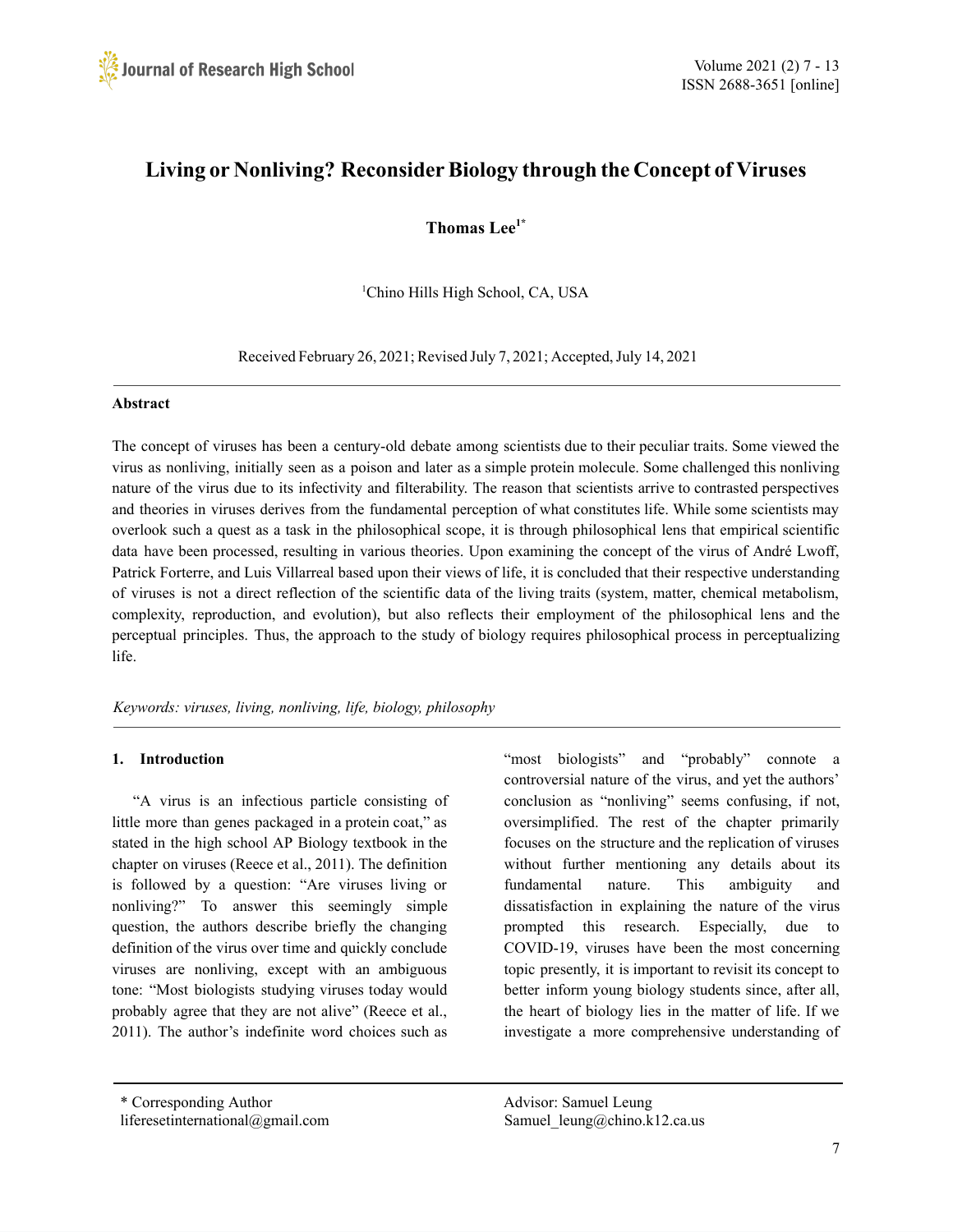# Living or Nonliving? Reconsider Biology through the Concept of Viruses

**Thomas Lee[1*]**

[1]Chino Hills High School, CA, USA

Received February 26, 2021; Revised July 7, 2021; Accepted, July 14, 2021

## Abstract

The concept of viruses has been a century-old debate among scientists due to their peculiar traits. Some viewed the virus as nonliving, initially seen as a poison and later as a simple protein molecule. Some challenged this nonliving nature of the virus due to its infectivity and filterability. The reason that scientists arrive to contrasted perspectives and theories in viruses derives from the fundamental perception of what constitutes life. While some scientists may overlook such a quest as a task in the philosophical scope, it is through philosophical lens that empirical scientific data have been processed, resulting in various theories. Upon examining the concept of the virus of André Lwoff, Patrick Forterre, and Luis Villarreal based upon their views of life, it is concluded that their respective understanding of viruses is not a direct reflection of the scientific data of the living traits (system, matter, chemical metabolism, complexity, reproduction, and evolution), but also reflects their employment of the philosophical lens and the perceptual principles. Thus, the approach to the study of biology requires philosophical process in perceptualizing life.

*Keywords: viruses, living, nonliving, life, biology, philosophy*

## 1. Introduction

"A virus is an infectious particle consisting of little more than genes packaged in a protein coat," as stated in the high school AP Biology textbook in the chapter on viruses (Reece et al., 2011). The definition is followed by a question: "Are viruses living or nonliving?" To answer this seemingly simple question, the authors describe briefly the changing definition of the virus over time and quickly conclude viruses are nonliving, except with an ambiguous tone: "Most biologists studying viruses today would probably agree that they are not alive" (Reece et al., 2011). The author's indefinite word choices such as "most biologists" and "probably" connote a controversial nature of the virus, and yet the authors' conclusion as "nonliving" seems confusing, if not, oversimplified. The rest of the chapter primarily focuses on the structure and the replication of viruses without further mentioning any details about its fundamental nature. This ambiguity and dissatisfaction in explaining the nature of the virus prompted this research. Especially, due to COVID-19, viruses have been the most concerning topic presently, it is important to revisit its concept to better inform young biology students since, after all, the heart of biology lies in the matter of life. If we investigate a more comprehensive understanding of

* Corresponding Author
liferesetinternational@gmail.com

Advisor: Samuel Leung
Samuel_leung@chino.k12.ca.us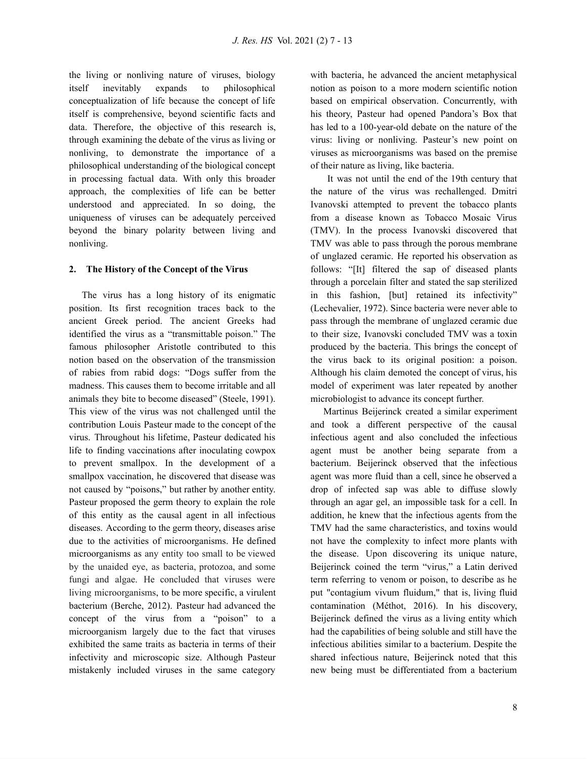the living or nonliving nature of viruses, biology itself inevitably expands to philosophical conceptualization of life because the concept of life itself is comprehensive, beyond scientific facts and data. Therefore, the objective of this research is, through examining the debate of the virus as living or nonliving, to demonstrate the importance of a philosophical understanding of the biological concept in processing factual data. With only this broader approach, the complexities of life can be better understood and appreciated. In so doing, the uniqueness of viruses can be adequately perceived beyond the binary polarity between living and nonliving.

## 2. The History of the Concept of the Virus

The virus has a long history of its enigmatic position. Its first recognition traces back to the ancient Greek period. The ancient Greeks had identified the virus as a "transmittable poison." The famous philosopher Aristotle contributed to this notion based on the observation of the transmission of rabies from rabid dogs: "Dogs suffer from the madness. This causes them to become irritable and all animals they bite to become diseased" (Steele, 1991). This view of the virus was not challenged until the contribution Louis Pasteur made to the concept of the virus. Throughout his lifetime, Pasteur dedicated his life to finding vaccinations after inoculating cowpox to prevent smallpox. In the development of a smallpox vaccination, he discovered that disease was not caused by "poisons," but rather by another entity. Pasteur proposed the germ theory to explain the role of this entity as the causal agent in all infectious diseases. According to the germ theory, diseases arise due to the activities of microorganisms. He defined microorganisms as any entity too small to be viewed by the unaided eye, as bacteria, protozoa, and some fungi and algae. He concluded that viruses were living microorganisms, to be more specific, a virulent bacterium (Berche, 2012). Pasteur had advanced the concept of the virus from a "poison" to a microorganism largely due to the fact that viruses exhibited the same traits as bacteria in terms of their infectivity and microscopic size. Although Pasteur mistakenly included viruses in the same category with bacteria, he advanced the ancient metaphysical notion as poison to a more modern scientific notion based on empirical observation. Concurrently, with his theory, Pasteur had opened Pandora's Box that has led to a 100-year-old debate on the nature of the virus: living or nonliving. Pasteur's new point on viruses as microorganisms was based on the premise of their nature as living, like bacteria.

It was not until the end of the 19th century that the nature of the virus was rechallenged. Dmitri Ivanovski attempted to prevent the tobacco plants from a disease known as Tobacco Mosaic Virus (TMV). In the process Ivanovski discovered that TMV was able to pass through the porous membrane of unglazed ceramic. He reported his observation as follows: "[It] filtered the sap of diseased plants through a porcelain filter and stated the sap sterilized in this fashion, [but] retained its infectivity" (Lechevalier, 1972). Since bacteria were never able to pass through the membrane of unglazed ceramic due to their size, Ivanovski concluded TMV was a toxin produced by the bacteria. This brings the concept of the virus back to its original position: a poison. Although his claim demoted the concept of virus, his model of experiment was later repeated by another microbiologist to advance its concept further.

Martinus Beijerinck created a similar experiment and took a different perspective of the causal infectious agent and also concluded the infectious agent must be another being separate from a bacterium. Beijerinck observed that the infectious agent was more fluid than a cell, since he observed a drop of infected sap was able to diffuse slowly through an agar gel, an impossible task for a cell. In addition, he knew that the infectious agents from the TMV had the same characteristics, and toxins would not have the complexity to infect more plants with the disease. Upon discovering its unique nature, Beijerinck coined the term "virus," a Latin derived term referring to venom or poison, to describe as he put "contagium vivum fluidum," that is, living fluid contamination (Méthot, 2016). In his discovery, Beijerinck defined the virus as a living entity which had the capabilities of being soluble and still have the infectious abilities similar to a bacterium. Despite the shared infectious nature, Beijerinck noted that this new being must be differentiated from a bacterium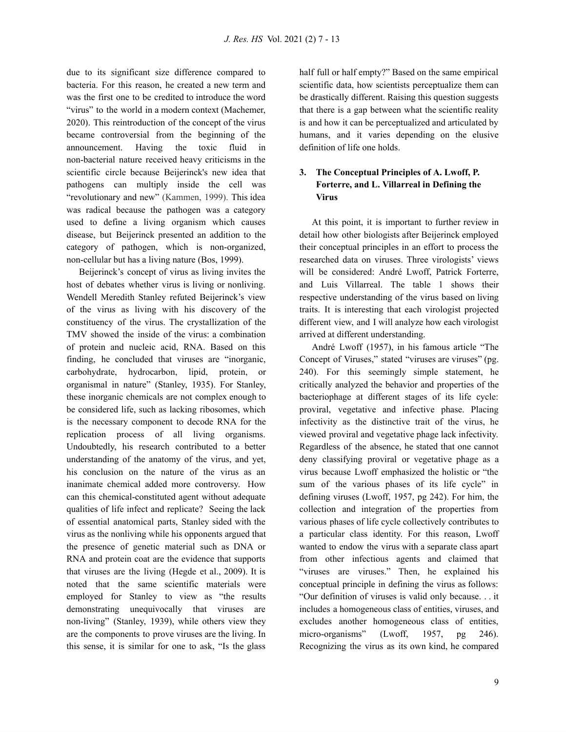due to its significant size difference compared to bacteria. For this reason, he created a new term and was the first one to be credited to introduce the word "virus" to the world in a modern context (Machemer, 2020). This reintroduction of the concept of the virus became controversial from the beginning of the announcement. Having the toxic fluid in non-bacterial nature received heavy criticisms in the scientific circle because Beijerinck's new idea that pathogens can multiply inside the cell was "revolutionary and new" (Kammen, 1999). This idea was radical because the pathogen was a category used to define a living organism which causes disease, but Beijerinck presented an addition to the category of pathogen, which is non-organized, non-cellular but has a living nature (Bos, 1999).

Beijerinck's concept of virus as living invites the host of debates whether virus is living or nonliving. Wendell Meredith Stanley refuted Beijerinck's view of the virus as living with his discovery of the constituency of the virus. The crystallization of the TMV showed the inside of the virus: a combination of protein and nucleic acid, RNA. Based on this finding, he concluded that viruses are "inorganic, carbohydrate, hydrocarbon, lipid, protein, or organismal in nature" (Stanley, 1935). For Stanley, these inorganic chemicals are not complex enough to be considered life, such as lacking ribosomes, which is the necessary component to decode RNA for the replication process of all living organisms. Undoubtedly, his research contributed to a better understanding of the anatomy of the virus, and yet, his conclusion on the nature of the virus as an inanimate chemical added more controversy. How can this chemical-constituted agent without adequate qualities of life infect and replicate? Seeing the lack of essential anatomical parts, Stanley sided with the virus as the nonliving while his opponents argued that the presence of genetic material such as DNA or RNA and protein coat are the evidence that supports that viruses are the living (Hegde et al., 2009). It is noted that the same scientific materials were employed for Stanley to view as "the results demonstrating unequivocally that viruses are non-living" (Stanley, 1939), while others view they are the components to prove viruses are the living. In this sense, it is similar for one to ask, "Is the glass half full or half empty?" Based on the same empirical scientific data, how scientists perceptualize them can be drastically different. Raising this question suggests that there is a gap between what the scientific reality is and how it can be perceptualized and articulated by humans, and it varies depending on the elusive definition of life one holds.

## 3. The Conceptual Principles of A. Lwoff, P. Forterre, and L. Villarreal in Defining the Virus

At this point, it is important to further review in detail how other biologists after Beijerinck employed their conceptual principles in an effort to process the researched data on viruses. Three virologists' views will be considered: André Lwoff, Patrick Forterre, and Luis Villarreal. The table 1 shows their respective understanding of the virus based on living traits. It is interesting that each virologist projected different view, and I will analyze how each virologist arrived at different understanding.

André Lwoff (1957), in his famous article "The Concept of Viruses," stated "viruses are viruses" (pg. 240). For this seemingly simple statement, he critically analyzed the behavior and properties of the bacteriophage at different stages of its life cycle: proviral, vegetative and infective phase. Placing infectivity as the distinctive trait of the virus, he viewed proviral and vegetative phage lack infectivity. Regardless of the absence, he stated that one cannot deny classifying proviral or vegetative phage as a virus because Lwoff emphasized the holistic or "the sum of the various phases of its life cycle" in defining viruses (Lwoff, 1957, pg 242). For him, the collection and integration of the properties from various phases of life cycle collectively contributes to a particular class identity. For this reason, Lwoff wanted to endow the virus with a separate class apart from other infectious agents and claimed that "viruses are viruses." Then, he explained his conceptual principle in defining the virus as follows: "Our definition of viruses is valid only because. . . it includes a homogeneous class of entities, viruses, and excludes another homogeneous class of entities, micro-organisms" (Lwoff, 1957, pg 246). Recognizing the virus as its own kind, he compared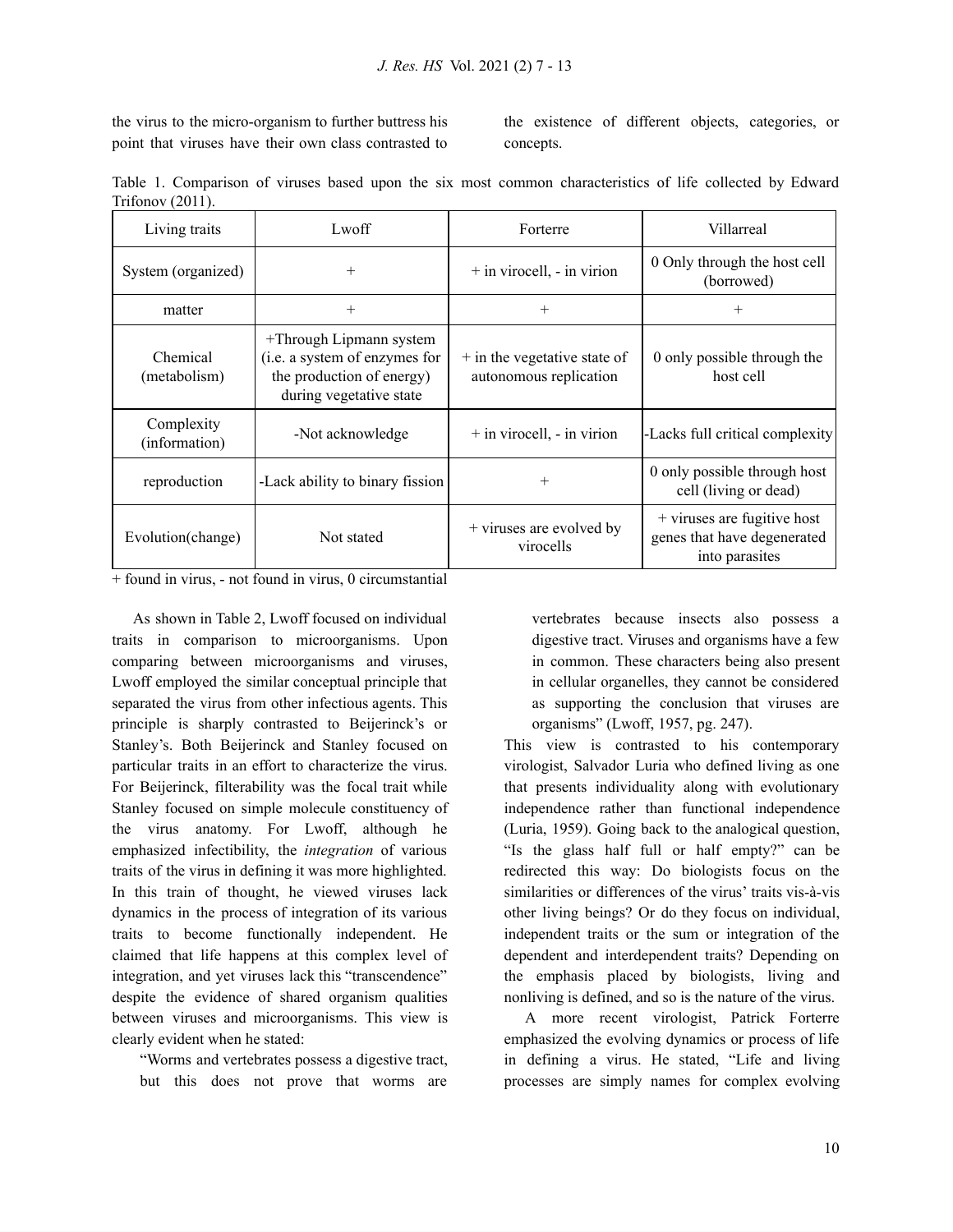the virus to the micro-organism to further buttress his point that viruses have their own class contrasted to the existence of different objects, categories, or concepts.

Table 1. Comparison of viruses based upon the six most common characteristics of life collected by Edward Trifonov (2011).

| Living traits | Lwoff | Forterre | Villarreal |
|---|---|---|---|
| System (organized) | + | + in virocell, - in virion | 0 Only through the host cell (borrowed) |
| matter | + | + | + |
| Chemical (metabolism) | +Through Lipmann system (i.e. a system of enzymes for the production of energy) during vegetative state | + in the vegetative state of autonomous replication | 0 only possible through the host cell |
| Complexity (information) | -Not acknowledge | + in virocell, - in virion | -Lacks full critical complexity |
| reproduction | -Lack ability to binary fission | + | 0 only possible through host cell (living or dead) |
| Evolution(change) | Not stated | + viruses are evolved by virocells | + viruses are fugitive host genes that have degenerated into parasites |

+ found in virus, - not found in virus, 0 circumstantial

As shown in Table 2, Lwoff focused on individual traits in comparison to microorganisms. Upon comparing between microorganisms and viruses, Lwoff employed the similar conceptual principle that separated the virus from other infectious agents. This principle is sharply contrasted to Beijerinck's or Stanley's. Both Beijerinck and Stanley focused on particular traits in an effort to characterize the virus. For Beijerinck, filterability was the focal trait while Stanley focused on simple molecule constituency of the virus anatomy. For Lwoff, although he emphasized infectibility, the *integration* of various traits of the virus in defining it was more highlighted. In this train of thought, he viewed viruses lack dynamics in the process of integration of its various traits to become functionally independent. He claimed that life happens at this complex level of integration, and yet viruses lack this "transcendence" despite the evidence of shared organism qualities between viruses and microorganisms. This view is clearly evident when he stated:

> "Worms and vertebrates possess a digestive tract, but this does not prove that worms are vertebrates because insects also possess a digestive tract. Viruses and organisms have a few in common. These characters being also present in cellular organelles, they cannot be considered as supporting the conclusion that viruses are organisms" (Lwoff, 1957, pg. 247).

This view is contrasted to his contemporary virologist, Salvador Luria who defined living as one that presents individuality along with evolutionary independence rather than functional independence (Luria, 1959). Going back to the analogical question, "Is the glass half full or half empty?" can be redirected this way: Do biologists focus on the similarities or differences of the virus' traits vis-à-vis other living beings? Or do they focus on individual, independent traits or the sum or integration of the dependent and interdependent traits? Depending on the emphasis placed by biologists, living and nonliving is defined, and so is the nature of the virus.

A more recent virologist, Patrick Forterre emphasized the evolving dynamics or process of life in defining a virus. He stated, "Life and living processes are simply names for complex evolving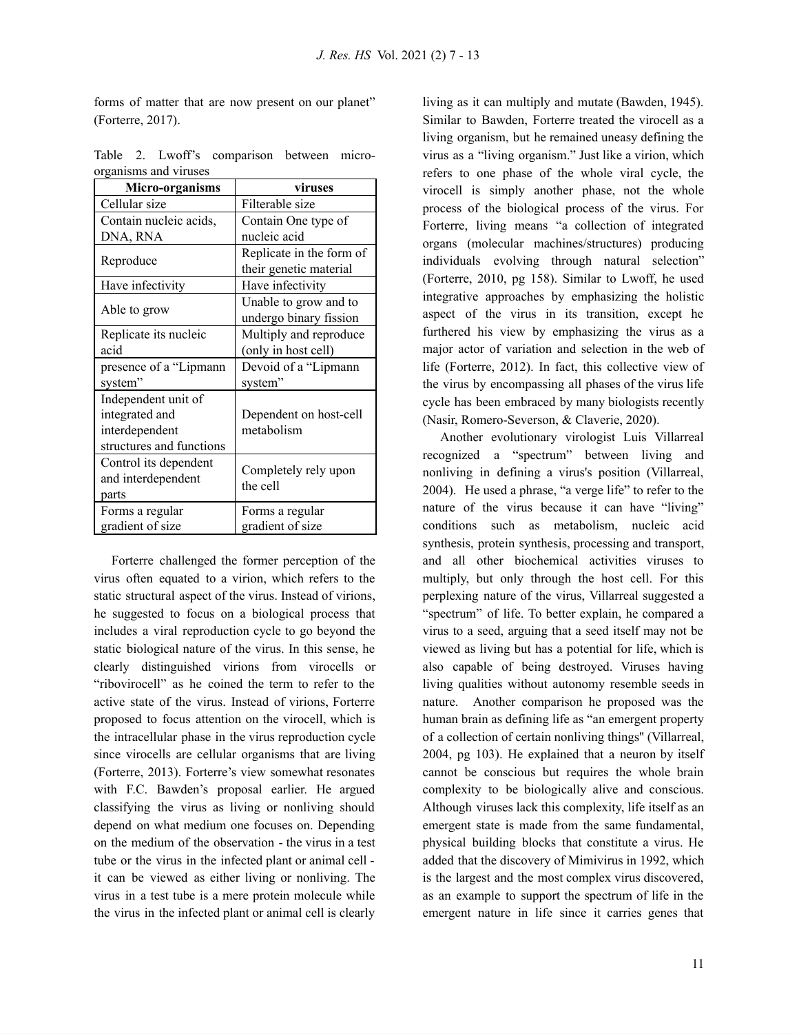forms of matter that are now present on our planet" (Forterre, 2017).

Table 2. Lwoff's comparison between micro-organisms and viruses

| Micro-organisms | viruses |
|---|---|
| Cellular size | Filterable size |
| Contain nucleic acids, DNA, RNA | Contain One type of nucleic acid |
| Reproduce | Replicate in the form of their genetic material |
| Have infectivity | Have infectivity |
| Able to grow | Unable to grow and to undergo binary fission |
| Replicate its nucleic acid | Multiply and reproduce (only in host cell) |
| presence of a "Lipmann system" | Devoid of a "Lipmann system" |
| Independent unit of integrated and interdependent structures and functions | Dependent on host-cell metabolism |
| Control its dependent and interdependent parts | Completely rely upon the cell |
| Forms a regular gradient of size | Forms a regular gradient of size |

Forterre challenged the former perception of the virus often equated to a virion, which refers to the static structural aspect of the virus. Instead of virions, he suggested to focus on a biological process that includes a viral reproduction cycle to go beyond the static biological nature of the virus. In this sense, he clearly distinguished virions from virocells or "ribovirocell" as he coined the term to refer to the active state of the virus. Instead of virions, Forterre proposed to focus attention on the virocell, which is the intracellular phase in the virus reproduction cycle since virocells are cellular organisms that are living (Forterre, 2013). Forterre's view somewhat resonates with F.C. Bawden's proposal earlier. He argued classifying the virus as living or nonliving should depend on what medium one focuses on. Depending on the medium of the observation - the virus in a test tube or the virus in the infected plant or animal cell - it can be viewed as either living or nonliving. The virus in a test tube is a mere protein molecule while the virus in the infected plant or animal cell is clearly living as it can multiply and mutate (Bawden, 1945). Similar to Bawden, Forterre treated the virocell as a living organism, but he remained uneasy defining the virus as a "living organism." Just like a virion, which refers to one phase of the whole viral cycle, the virocell is simply another phase, not the whole process of the biological process of the virus. For Forterre, living means "a collection of integrated organs (molecular machines/structures) producing individuals evolving through natural selection" (Forterre, 2010, pg 158). Similar to Lwoff, he used integrative approaches by emphasizing the holistic aspect of the virus in its transition, except he furthered his view by emphasizing the virus as a major actor of variation and selection in the web of life (Forterre, 2012). In fact, this collective view of the virus by encompassing all phases of the virus life cycle has been embraced by many biologists recently (Nasir, Romero-Severson, & Claverie, 2020).

Another evolutionary virologist Luis Villarreal recognized a "spectrum" between living and nonliving in defining a virus's position (Villarreal, 2004). He used a phrase, "a verge life" to refer to the nature of the virus because it can have "living" conditions such as metabolism, nucleic acid synthesis, protein synthesis, processing and transport, and all other biochemical activities viruses to multiply, but only through the host cell. For this perplexing nature of the virus, Villarreal suggested a "spectrum" of life. To better explain, he compared a virus to a seed, arguing that a seed itself may not be viewed as living but has a potential for life, which is also capable of being destroyed. Viruses having living qualities without autonomy resemble seeds in nature. Another comparison he proposed was the human brain as defining life as "an emergent property of a collection of certain nonliving things" (Villarreal, 2004, pg 103). He explained that a neuron by itself cannot be conscious but requires the whole brain complexity to be biologically alive and conscious. Although viruses lack this complexity, life itself as an emergent state is made from the same fundamental, physical building blocks that constitute a virus. He added that the discovery of Mimivirus in 1992, which is the largest and the most complex virus discovered, as an example to support the spectrum of life in the emergent nature in life since it carries genes that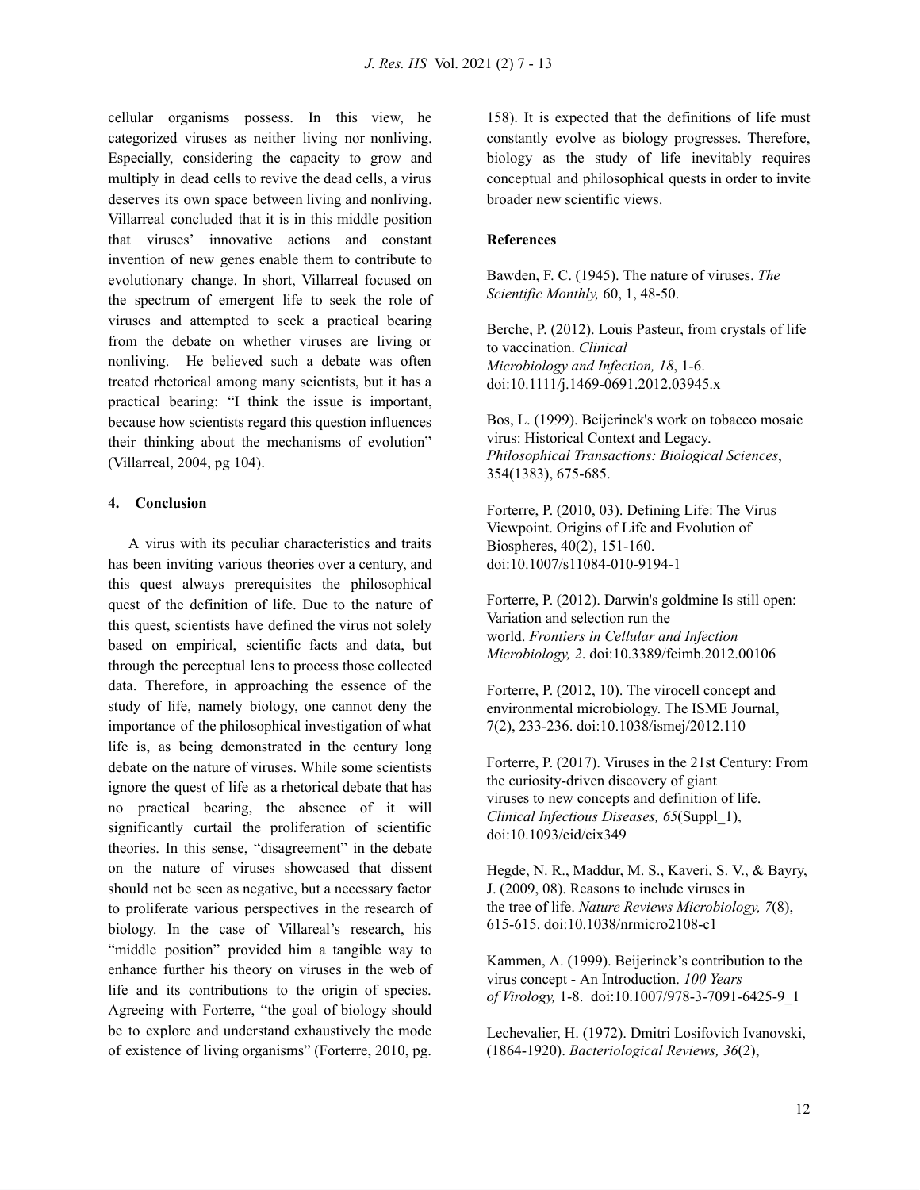cellular organisms possess. In this view, he categorized viruses as neither living nor nonliving. Especially, considering the capacity to grow and multiply in dead cells to revive the dead cells, a virus deserves its own space between living and nonliving. Villarreal concluded that it is in this middle position that viruses' innovative actions and constant invention of new genes enable them to contribute to evolutionary change. In short, Villarreal focused on the spectrum of emergent life to seek the role of viruses and attempted to seek a practical bearing from the debate on whether viruses are living or nonliving. He believed such a debate was often treated rhetorical among many scientists, but it has a practical bearing: "I think the issue is important, because how scientists regard this question influences their thinking about the mechanisms of evolution" (Villarreal, 2004, pg 104).

## 4. Conclusion

A virus with its peculiar characteristics and traits has been inviting various theories over a century, and this quest always prerequisites the philosophical quest of the definition of life. Due to the nature of this quest, scientists have defined the virus not solely based on empirical, scientific facts and data, but through the perceptual lens to process those collected data. Therefore, in approaching the essence of the study of life, namely biology, one cannot deny the importance of the philosophical investigation of what life is, as being demonstrated in the century long debate on the nature of viruses. While some scientists ignore the quest of life as a rhetorical debate that has no practical bearing, the absence of it will significantly curtail the proliferation of scientific theories. In this sense, "disagreement" in the debate on the nature of viruses showcased that dissent should not be seen as negative, but a necessary factor to proliferate various perspectives in the research of biology. In the case of Villareal's research, his "middle position" provided him a tangible way to enhance further his theory on viruses in the web of life and its contributions to the origin of species. Agreeing with Forterre, "the goal of biology should be to explore and understand exhaustively the mode of existence of living organisms" (Forterre, 2010, pg. 158). It is expected that the definitions of life must constantly evolve as biology progresses. Therefore, biology as the study of life inevitably requires conceptual and philosophical quests in order to invite broader new scientific views.

## References

Bawden, F. C. (1945). The nature of viruses. *The Scientific Monthly,* 60, 1, 48-50.

Berche, P. (2012). Louis Pasteur, from crystals of life to vaccination. *Clinical Microbiology and Infection, 18*, 1-6. doi:10.1111/j.1469-0691.2012.03945.x

Bos, L. (1999). Beijerinck's work on tobacco mosaic virus: Historical Context and Legacy. *Philosophical Transactions: Biological Sciences*, 354(1383), 675-685.

Forterre, P. (2010, 03). Defining Life: The Virus Viewpoint. Origins of Life and Evolution of Biospheres, 40(2), 151-160. doi:10.1007/s11084-010-9194-1

Forterre, P. (2012). Darwin's goldmine Is still open: Variation and selection run the world. *Frontiers in Cellular and Infection Microbiology, 2*. doi:10.3389/fcimb.2012.00106

Forterre, P. (2012, 10). The virocell concept and environmental microbiology. The ISME Journal, 7(2), 233-236. doi:10.1038/ismej/2012.110

Forterre, P. (2017). Viruses in the 21st Century: From the curiosity-driven discovery of giant viruses to new concepts and definition of life. *Clinical Infectious Diseases, 65*(Suppl_1), doi:10.1093/cid/cix349

Hegde, N. R., Maddur, M. S., Kaveri, S. V., & Bayry, J. (2009, 08). Reasons to include viruses in the tree of life. *Nature Reviews Microbiology, 7*(8), 615-615. doi:10.1038/nrmicro2108-c1

Kammen, A. (1999). Beijerinck's contribution to the virus concept - An Introduction. *100 Years of Virology,* 1-8. doi:10.1007/978-3-7091-6425-9_1

Lechevalier, H. (1972). Dmitri Losifovich Ivanovski, (1864-1920). *Bacteriological Reviews, 36*(2),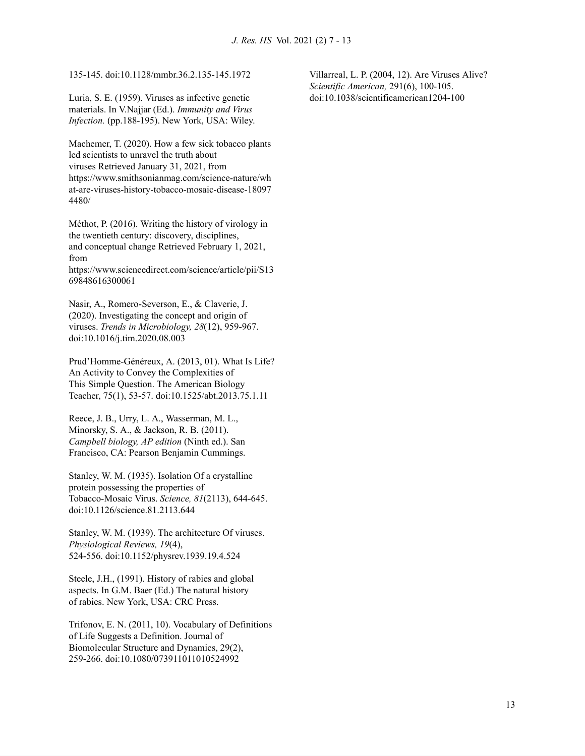135-145. doi:10.1128/mmbr.36.2.135-145.1972

Luria, S. E. (1959). Viruses as infective genetic materials. In V.Najjar (Ed.). *Immunity and Virus Infection.* (pp.188-195). New York, USA: Wiley.

Machemer, T. (2020). How a few sick tobacco plants led scientists to unravel the truth about viruses Retrieved January 31, 2021, from https://www.smithsonianmag.com/science-nature/what-are-viruses-history-tobacco-mosaic-disease-180974480/

Méthot, P. (2016). Writing the history of virology in the twentieth century: discovery, disciplines, and conceptual change Retrieved February 1, 2021, from https://www.sciencedirect.com/science/article/pii/S1369848616300061

Nasir, A., Romero-Severson, E., & Claverie, J. (2020). Investigating the concept and origin of viruses. *Trends in Microbiology, 28*(12), 959-967. doi:10.1016/j.tim.2020.08.003

Prud'Homme-Généreux, A. (2013, 01). What Is Life? An Activity to Convey the Complexities of This Simple Question. The American Biology Teacher, 75(1), 53-57. doi:10.1525/abt.2013.75.1.11

Reece, J. B., Urry, L. A., Wasserman, M. L., Minorsky, S. A., & Jackson, R. B. (2011). *Campbell biology, AP edition* (Ninth ed.). San Francisco, CA: Pearson Benjamin Cummings.

Stanley, W. M. (1935). Isolation Of a crystalline protein possessing the properties of Tobacco-Mosaic Virus. *Science, 81*(2113), 644-645. doi:10.1126/science.81.2113.644

Stanley, W. M. (1939). The architecture Of viruses. *Physiological Reviews, 19*(4), 524-556. doi:10.1152/physrev.1939.19.4.524

Steele, J.H., (1991). History of rabies and global aspects. In G.M. Baer (Ed.) The natural history of rabies. New York, USA: CRC Press.

Trifonov, E. N. (2011, 10). Vocabulary of Definitions of Life Suggests a Definition. Journal of Biomolecular Structure and Dynamics, 29(2), 259-266. doi:10.1080/073911011010524992

Villarreal, L. P. (2004, 12). Are Viruses Alive? *Scientific American,* 291(6), 100-105. doi:10.1038/scientificamerican1204-100